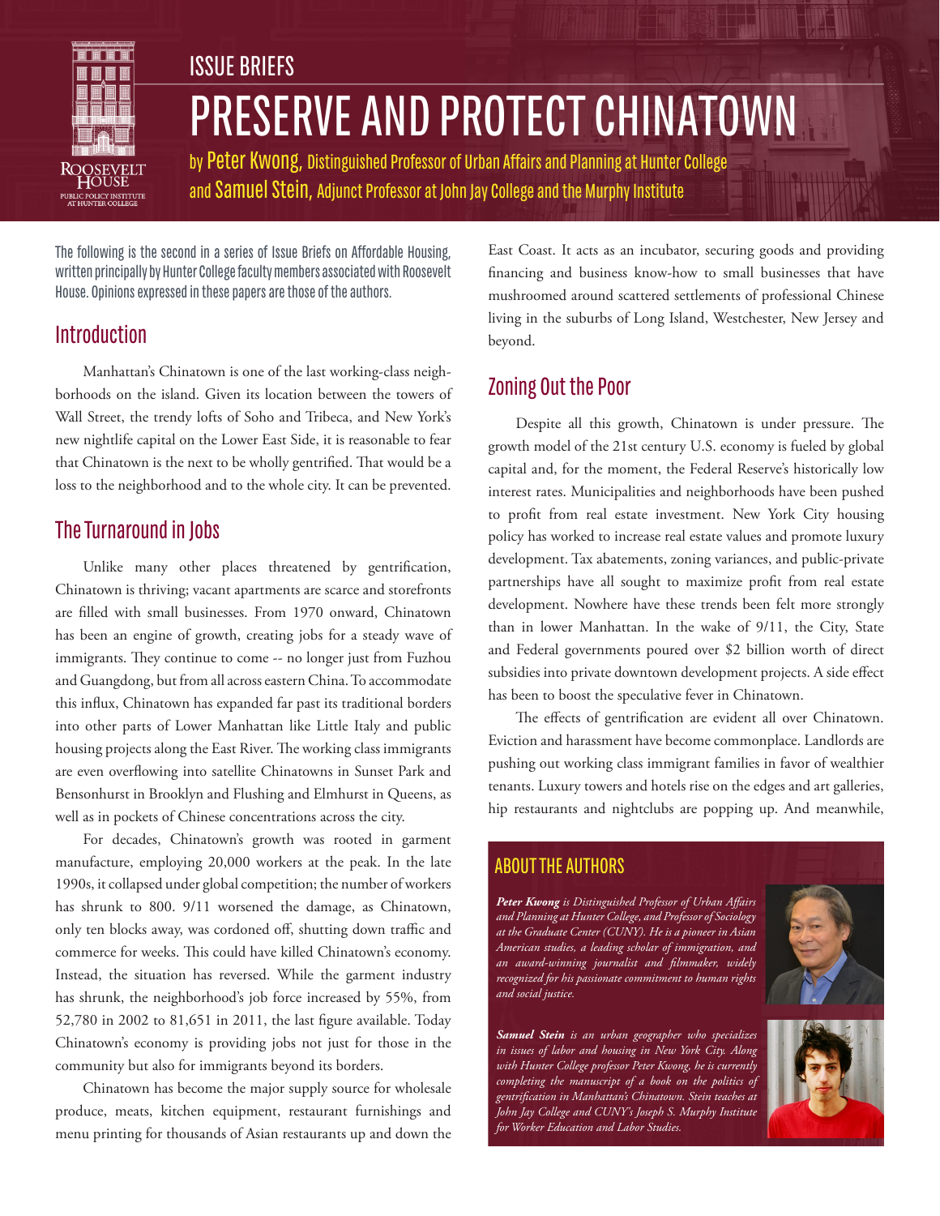ISSUE BRIEFS

# PRESERVE AND PROTECT CHINATOWN

by **Peter Kwong,** Distinguished Professor of Urban Affairs and Planning at Hunter College and **Samuel Stein,** Adjunct Professor at John Jay College and the Murphy Institute

The following is the second in a series of Issue Briefs on Affordable Housing, written principally by Hunter College faculty members associated with Roosevelt House. Opinions expressed in these papers are those of the authors.

## Introduction

Manhattan's Chinatown is one of the last working-class neighborhoods on the island. Given its location between the towers of Wall Street, the trendy lofts of Soho and Tribeca, and New York's new nightlife capital on the Lower East Side, it is reasonable to fear that Chinatown is the next to be wholly gentrified. That would be a loss to the neighborhood and to the whole city. It can be prevented.

## The Turnaround in Jobs

Unlike many other places threatened by gentrification, Chinatown is thriving; vacant apartments are scarce and storefronts are filled with small businesses. From 1970 onward, Chinatown has been an engine of growth, creating jobs for a steady wave of immigrants. They continue to come -- no longer just from Fuzhou and Guangdong, but from all across eastern China. To accommodate this influx, Chinatown has expanded far past its traditional borders into other parts of Lower Manhattan like Little Italy and public housing projects along the East River. The working class immigrants are even overflowing into satellite Chinatowns in Sunset Park and Bensonhurst in Brooklyn and Flushing and Elmhurst in Queens, as well as in pockets of Chinese concentrations across the city.

For decades, Chinatown's growth was rooted in garment manufacture, employing 20,000 workers at the peak. In the late 1990s, it collapsed under global competition; the number of workers has shrunk to 800. 9/11 worsened the damage, as Chinatown, only ten blocks away, was cordoned off, shutting down traffic and commerce for weeks. This could have killed Chinatown's economy. Instead, the situation has reversed. While the garment industry has shrunk, the neighborhood's job force increased by 55%, from 52,780 in 2002 to 81,651 in 2011, the last figure available. Today Chinatown's economy is providing jobs not just for those in the community but also for immigrants beyond its borders.

Chinatown has become the major supply source for wholesale produce, meats, kitchen equipment, restaurant furnishings and menu printing for thousands of Asian restaurants up and down the East Coast. It acts as an incubator, securing goods and providing financing and business know-how to small businesses that have mushroomed around scattered settlements of professional Chinese living in the suburbs of Long Island, Westchester, New Jersey and beyond.

## Zoning Out the Poor

Despite all this growth, Chinatown is under pressure. The growth model of the 21st century U.S. economy is fueled by global capital and, for the moment, the Federal Reserve's historically low interest rates. Municipalities and neighborhoods have been pushed to profit from real estate investment. New York City housing policy has worked to increase real estate values and promote luxury development. Tax abatements, zoning variances, and public-private partnerships have all sought to maximize profit from real estate development. Nowhere have these trends been felt more strongly than in lower Manhattan. In the wake of 9/11, the City, State and Federal governments poured over $2 billion worth of direct subsidies into private downtown development projects. A side effect has been to boost the speculative fever in Chinatown.

The effects of gentrification are evident all over Chinatown. Eviction and harassment have become commonplace. Landlords are pushing out working class immigrant families in favor of wealthier tenants. Luxury towers and hotels rise on the edges and art galleries, hip restaurants and nightclubs are popping up. And meanwhile,

### ABOUT THE AUTHORS

***Peter Kwong*** *is Distinguished Professor of Urban Affairs and Planning at Hunter College, and Professor of Sociology at the Graduate Center (CUNY). He is a pioneer in Asian American studies, a leading scholar of immigration, and an award-winning journalist and filmmaker, widely recognized for his passionate commitment to human rights and social justice.*

***Samuel Stein*** *is an urban geographer who specializes in issues of labor and housing in New York City. Along with Hunter College professor Peter Kwong, he is currently completing the manuscript of a book on the politics of gentrification in Manhattan's Chinatown. Stein teaches at John Jay College and CUNY's Joseph S. Murphy Institute for Worker Education and Labor Studies.*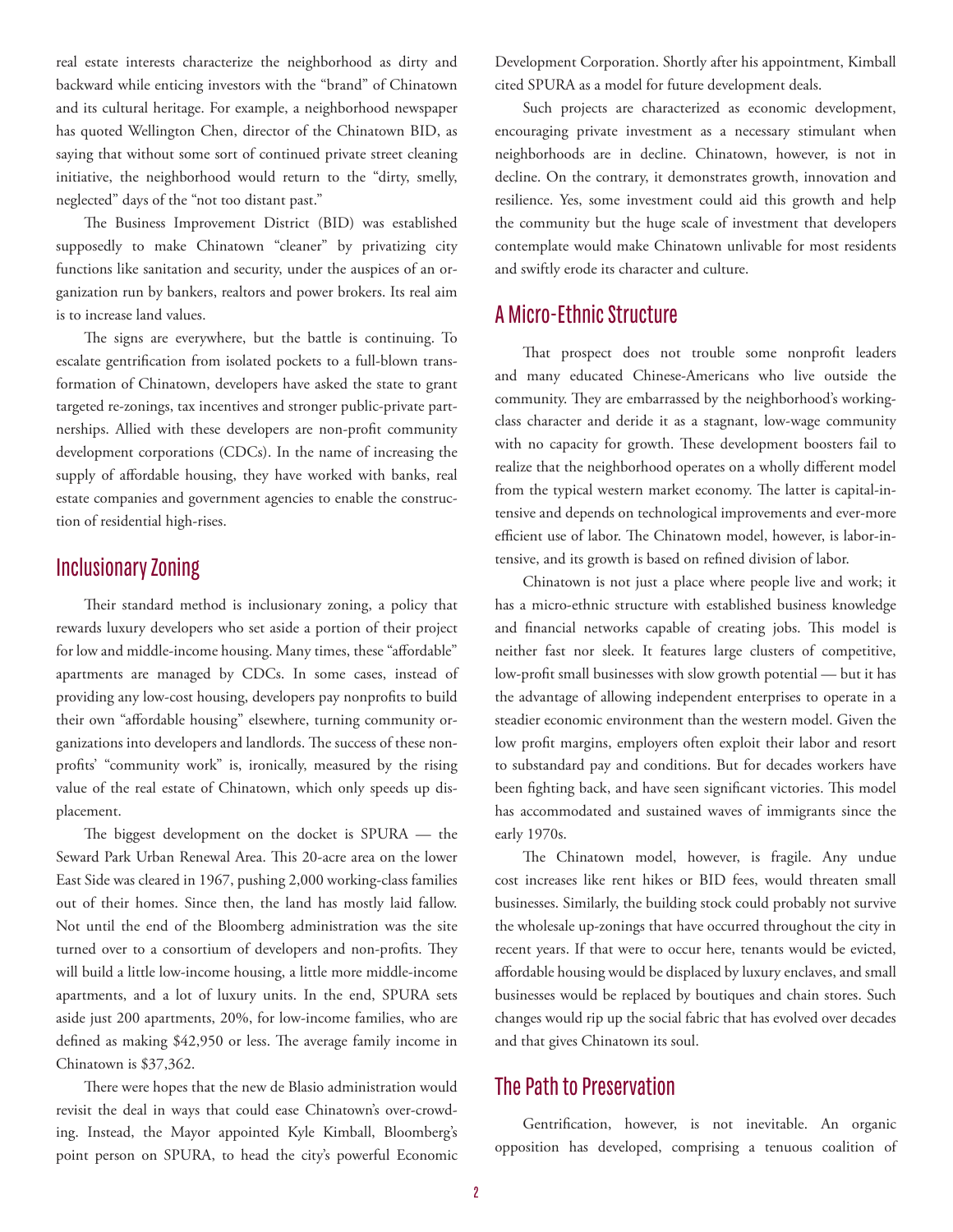real estate interests characterize the neighborhood as dirty and backward while enticing investors with the "brand" of Chinatown and its cultural heritage. For example, a neighborhood newspaper has quoted Wellington Chen, director of the Chinatown BID, as saying that without some sort of continued private street cleaning initiative, the neighborhood would return to the "dirty, smelly, neglected" days of the "not too distant past."

The Business Improvement District (BID) was established supposedly to make Chinatown "cleaner" by privatizing city functions like sanitation and security, under the auspices of an organization run by bankers, realtors and power brokers. Its real aim is to increase land values.

The signs are everywhere, but the battle is continuing. To escalate gentrification from isolated pockets to a full-blown transformation of Chinatown, developers have asked the state to grant targeted re-zonings, tax incentives and stronger public-private partnerships. Allied with these developers are non-profit community development corporations (CDCs). In the name of increasing the supply of affordable housing, they have worked with banks, real estate companies and government agencies to enable the construction of residential high-rises.

## Inclusionary Zoning

Their standard method is inclusionary zoning, a policy that rewards luxury developers who set aside a portion of their project for low and middle-income housing. Many times, these "affordable" apartments are managed by CDCs. In some cases, instead of providing any low-cost housing, developers pay nonprofits to build their own "affordable housing" elsewhere, turning community organizations into developers and landlords. The success of these nonprofits' "community work" is, ironically, measured by the rising value of the real estate of Chinatown, which only speeds up displacement.

The biggest development on the docket is SPURA — the Seward Park Urban Renewal Area. This 20-acre area on the lower East Side was cleared in 1967, pushing 2,000 working-class families out of their homes. Since then, the land has mostly laid fallow. Not until the end of the Bloomberg administration was the site turned over to a consortium of developers and non-profits. They will build a little low-income housing, a little more middle-income apartments, and a lot of luxury units. In the end, SPURA sets aside just 200 apartments, 20%, for low-income families, who are defined as making $42,950 or less. The average family income in Chinatown is $37,362.

There were hopes that the new de Blasio administration would revisit the deal in ways that could ease Chinatown's over-crowding. Instead, the Mayor appointed Kyle Kimball, Bloomberg's point person on SPURA, to head the city's powerful Economic Development Corporation. Shortly after his appointment, Kimball cited SPURA as a model for future development deals.

Such projects are characterized as economic development, encouraging private investment as a necessary stimulant when neighborhoods are in decline. Chinatown, however, is not in decline. On the contrary, it demonstrates growth, innovation and resilience. Yes, some investment could aid this growth and help the community but the huge scale of investment that developers contemplate would make Chinatown unlivable for most residents and swiftly erode its character and culture.

## A Micro-Ethnic Structure

That prospect does not trouble some nonprofit leaders and many educated Chinese-Americans who live outside the community. They are embarrassed by the neighborhood's working-class character and deride it as a stagnant, low-wage community with no capacity for growth. These development boosters fail to realize that the neighborhood operates on a wholly different model from the typical western market economy. The latter is capital-intensive and depends on technological improvements and ever-more efficient use of labor. The Chinatown model, however, is labor-intensive, and its growth is based on refined division of labor.

Chinatown is not just a place where people live and work; it has a micro-ethnic structure with established business knowledge and financial networks capable of creating jobs. This model is neither fast nor sleek. It features large clusters of competitive, low-profit small businesses with slow growth potential — but it has the advantage of allowing independent enterprises to operate in a steadier economic environment than the western model. Given the low profit margins, employers often exploit their labor and resort to substandard pay and conditions. But for decades workers have been fighting back, and have seen significant victories. This model has accommodated and sustained waves of immigrants since the early 1970s.

The Chinatown model, however, is fragile. Any undue cost increases like rent hikes or BID fees, would threaten small businesses. Similarly, the building stock could probably not survive the wholesale up-zonings that have occurred throughout the city in recent years. If that were to occur here, tenants would be evicted, affordable housing would be displaced by luxury enclaves, and small businesses would be replaced by boutiques and chain stores. Such changes would rip up the social fabric that has evolved over decades and that gives Chinatown its soul.

## The Path to Preservation

Gentrification, however, is not inevitable. An organic opposition has developed, comprising a tenuous coalition of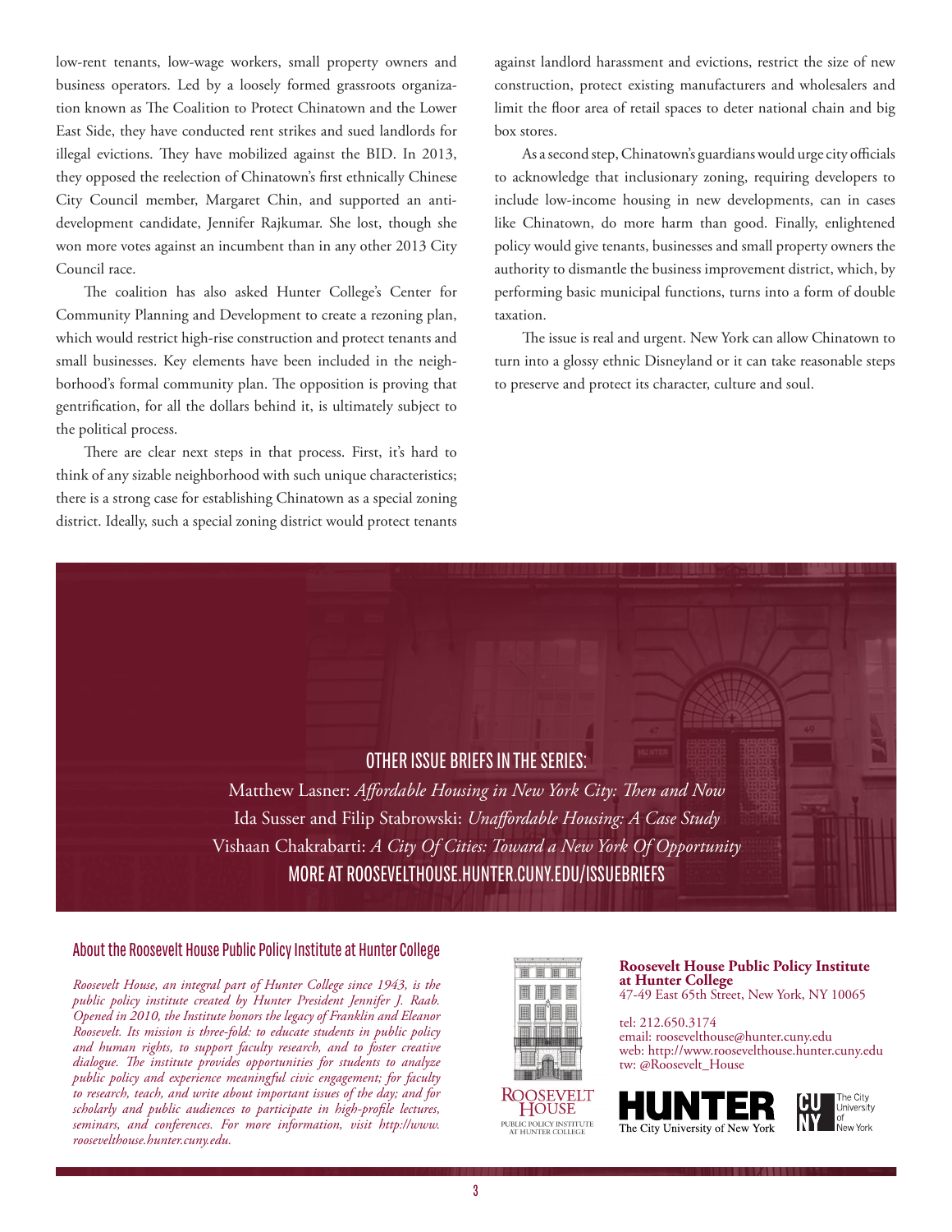low-rent tenants, low-wage workers, small property owners and business operators. Led by a loosely formed grassroots organization known as The Coalition to Protect Chinatown and the Lower East Side, they have conducted rent strikes and sued landlords for illegal evictions. They have mobilized against the BID. In 2013, they opposed the reelection of Chinatown's first ethnically Chinese City Council member, Margaret Chin, and supported an anti-development candidate, Jennifer Rajkumar. She lost, though she won more votes against an incumbent than in any other 2013 City Council race.

The coalition has also asked Hunter College's Center for Community Planning and Development to create a rezoning plan, which would restrict high-rise construction and protect tenants and small businesses. Key elements have been included in the neighborhood's formal community plan. The opposition is proving that gentrification, for all the dollars behind it, is ultimately subject to the political process.

There are clear next steps in that process. First, it's hard to think of any sizable neighborhood with such unique characteristics; there is a strong case for establishing Chinatown as a special zoning district. Ideally, such a special zoning district would protect tenants against landlord harassment and evictions, restrict the size of new construction, protect existing manufacturers and wholesalers and limit the floor area of retail spaces to deter national chain and big box stores.

As a second step, Chinatown's guardians would urge city officials to acknowledge that inclusionary zoning, requiring developers to include low-income housing in new developments, can in cases like Chinatown, do more harm than good. Finally, enlightened policy would give tenants, businesses and small property owners the authority to dismantle the business improvement district, which, by performing basic municipal functions, turns into a form of double taxation.

The issue is real and urgent. New York can allow Chinatown to turn into a glossy ethnic Disneyland or it can take reasonable steps to preserve and protect its character, culture and soul.

## OTHER ISSUE BRIEFS IN THE SERIES:

Matthew Lasner: *Affordable Housing in New York City: Then and Now*
Ida Susser and Filip Stabrowski: *Unaffordable Housing: A Case Study*
Vishaan Chakrabarti: *A City Of Cities: Toward a New York Of Opportunity*
MORE AT ROOSEVELTHOUSE.HUNTER.CUNY.EDU/ISSUEBRIEFS

### About the Roosevelt House Public Policy Institute at Hunter College

*Roosevelt House, an integral part of Hunter College since 1943, is the public policy institute created by Hunter President Jennifer J. Raab. Opened in 2010, the Institute honors the legacy of Franklin and Eleanor Roosevelt. Its mission is three-fold: to educate students in public policy and human rights, to support faculty research, and to foster creative dialogue. The institute provides opportunities for students to analyze public policy and experience meaningful civic engagement; for faculty to research, teach, and write about important issues of the day; and for scholarly and public audiences to participate in high-profile lectures, seminars, and conferences. For more information, visit http://www.roosevelthouse.hunter.cuny.edu.*

Roosevelt House
Public Policy Institute at Hunter College

**Roosevelt House Public Policy Institute at Hunter College**
47-49 East 65th Street, New York, NY 10065

tel: 212.650.3174
email: roosevelthouse@hunter.cuny.edu
web: http://www.roosevelthouse.hunter.cuny.edu
tw: @Roosevelt_House

HUNTER The City University of New York

CUNY The City University of New York